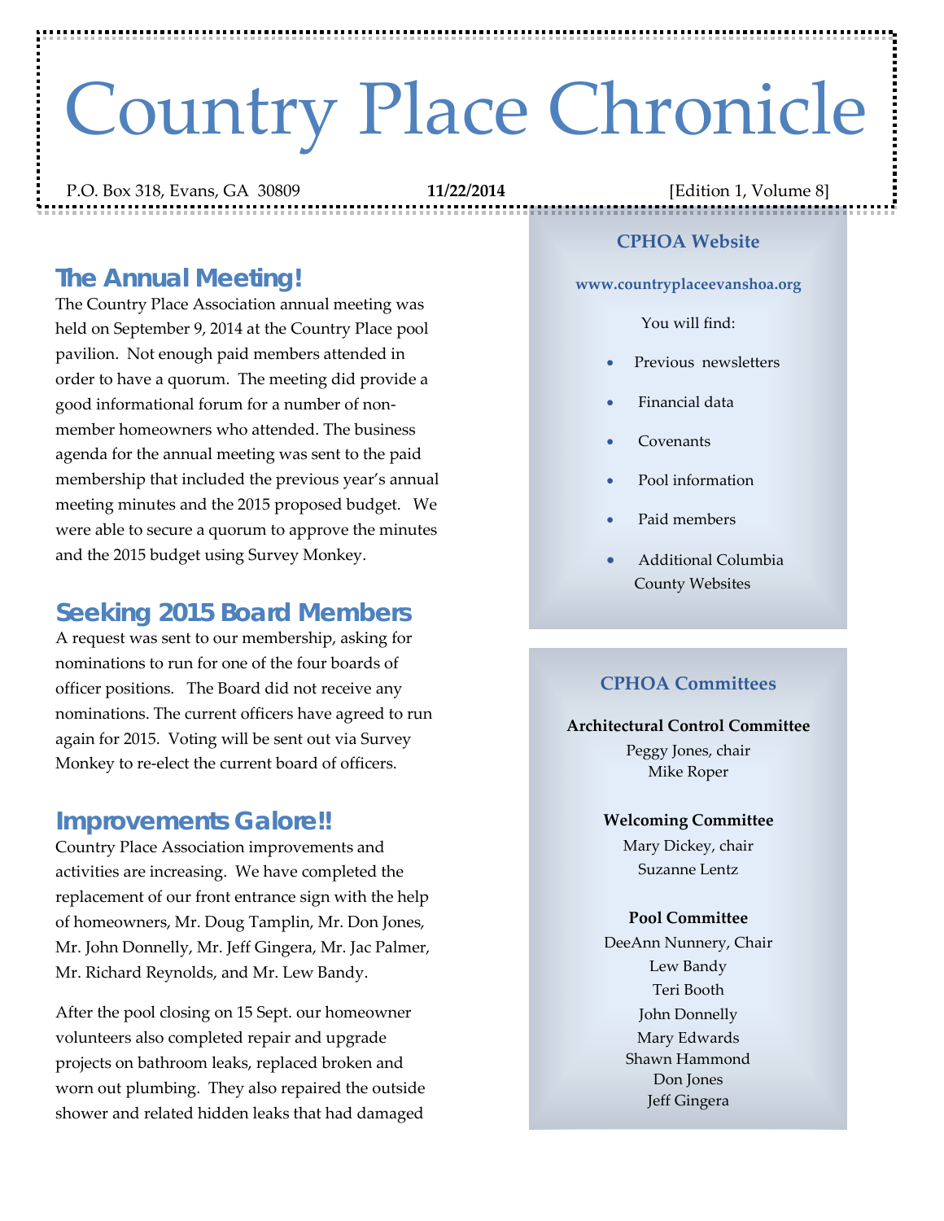# Country Place Chronicle

P.O. Box 318, Evans, GA 30809 **11/22/2014** [Edition 1, Volume 8]

## The Annual Meeting!

The Country Place Association annual meeting was held on September 9, 2014 at the Country Place pool pavilion. Not enough paid members attended in order to have a quorum. The meeting did provide a good informational forum for a number of non-member homeowners who attended. The business agenda for the annual meeting was sent to the paid membership that included the previous year's annual meeting minutes and the 2015 proposed budget. We were able to secure a quorum to approve the minutes and the 2015 budget using Survey Monkey.

## Seeking 2015 Board Members

A request was sent to our membership, asking for nominations to run for one of the four boards of officer positions. The Board did not receive any nominations. The current officers have agreed to run again for 2015. Voting will be sent out via Survey Monkey to re-elect the current board of officers.

## Improvements Galore!!

Country Place Association improvements and activities are increasing. We have completed the replacement of our front entrance sign with the help of homeowners, Mr. Doug Tamplin, Mr. Don Jones, Mr. John Donnelly, Mr. Jeff Gingera, Mr. Jac Palmer, Mr. Richard Reynolds, and Mr. Lew Bandy.

After the pool closing on 15 Sept. our homeowner volunteers also completed repair and upgrade projects on bathroom leaks, replaced broken and worn out plumbing. They also repaired the outside shower and related hidden leaks that had damaged

### CPHOA Website

**www.countryplaceevanshoa.org**

You will find:

- Previous newsletters
- Financial data
- Covenants
- Pool information
- Paid members
- Additional Columbia County Websites

### CPHOA Committees

**Architectural Control Committee**
Peggy Jones, chair
Mike Roper

**Welcoming Committee**
Mary Dickey, chair
Suzanne Lentz

**Pool Committee**
DeeAnn Nunnery, Chair
Lew Bandy
Teri Booth
John Donnelly
Mary Edwards
Shawn Hammond
Don Jones
Jeff Gingera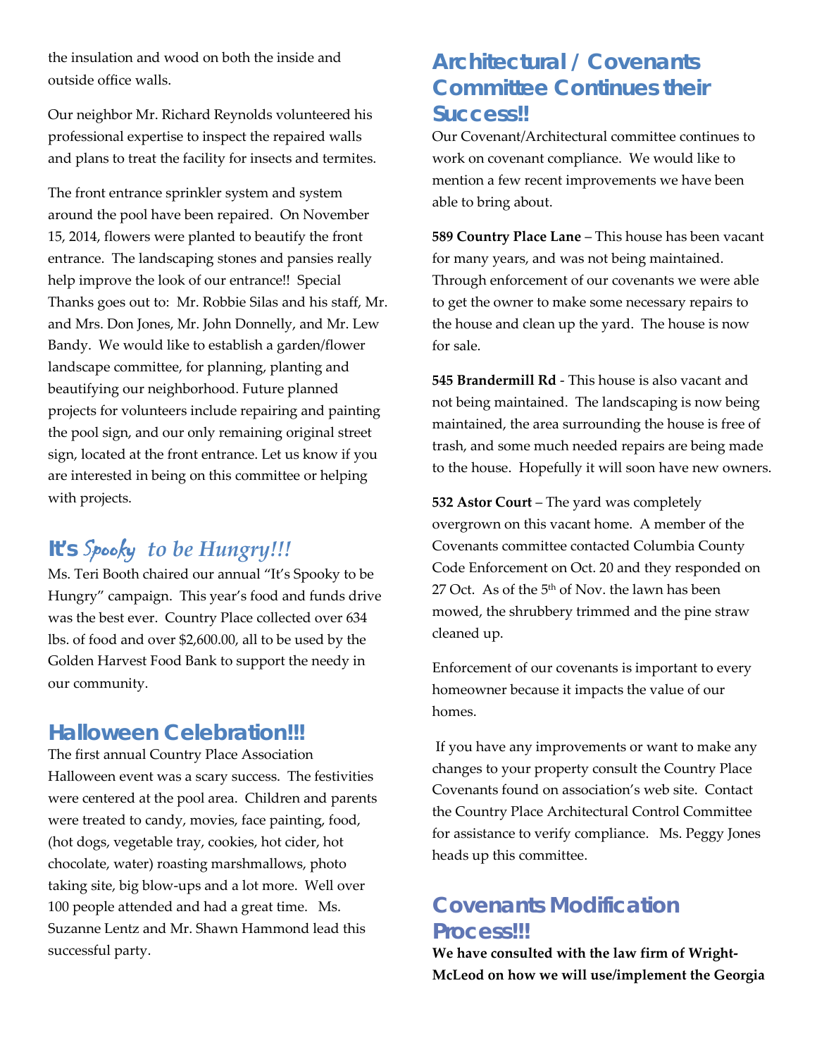the insulation and wood on both the inside and outside office walls.

Our neighbor Mr. Richard Reynolds volunteered his professional expertise to inspect the repaired walls and plans to treat the facility for insects and termites.

The front entrance sprinkler system and system around the pool have been repaired. On November 15, 2014, flowers were planted to beautify the front entrance. The landscaping stones and pansies really help improve the look of our entrance!! Special Thanks goes out to: Mr. Robbie Silas and his staff, Mr. and Mrs. Don Jones, Mr. John Donnelly, and Mr. Lew Bandy. We would like to establish a garden/flower landscape committee, for planning, planting and beautifying our neighborhood. Future planned projects for volunteers include repairing and painting the pool sign, and our only remaining original street sign, located at the front entrance. Let us know if you are interested in being on this committee or helping with projects.

## It's *Spooky to be Hungry!!!*

Ms. Teri Booth chaired our annual "It's Spooky to be Hungry" campaign. This year's food and funds drive was the best ever. Country Place collected over 634 lbs. of food and over $2,600.00, all to be used by the Golden Harvest Food Bank to support the needy in our community.

## Halloween Celebration!!!

The first annual Country Place Association Halloween event was a scary success. The festivities were centered at the pool area. Children and parents were treated to candy, movies, face painting, food, (hot dogs, vegetable tray, cookies, hot cider, hot chocolate, water) roasting marshmallows, photo taking site, big blow-ups and a lot more. Well over 100 people attended and had a great time. Ms. Suzanne Lentz and Mr. Shawn Hammond lead this successful party.

## Architectural / Covenants Committee Continues their Success!!

Our Covenant/Architectural committee continues to work on covenant compliance. We would like to mention a few recent improvements we have been able to bring about.

**589 Country Place Lane** – This house has been vacant for many years, and was not being maintained. Through enforcement of our covenants we were able to get the owner to make some necessary repairs to the house and clean up the yard. The house is now for sale.

**545 Brandermill Rd** - This house is also vacant and not being maintained. The landscaping is now being maintained, the area surrounding the house is free of trash, and some much needed repairs are being made to the house. Hopefully it will soon have new owners.

**532 Astor Court** – The yard was completely overgrown on this vacant home. A member of the Covenants committee contacted Columbia County Code Enforcement on Oct. 20 and they responded on 27 Oct. As of the 5th of Nov. the lawn has been mowed, the shrubbery trimmed and the pine straw cleaned up.

Enforcement of our covenants is important to every homeowner because it impacts the value of our homes.

If you have any improvements or want to make any changes to your property consult the Country Place Covenants found on association's web site. Contact the Country Place Architectural Control Committee for assistance to verify compliance. Ms. Peggy Jones heads up this committee.

## Covenants Modification Process!!!

**We have consulted with the law firm of Wright-McLeod on how we will use/implement the Georgia**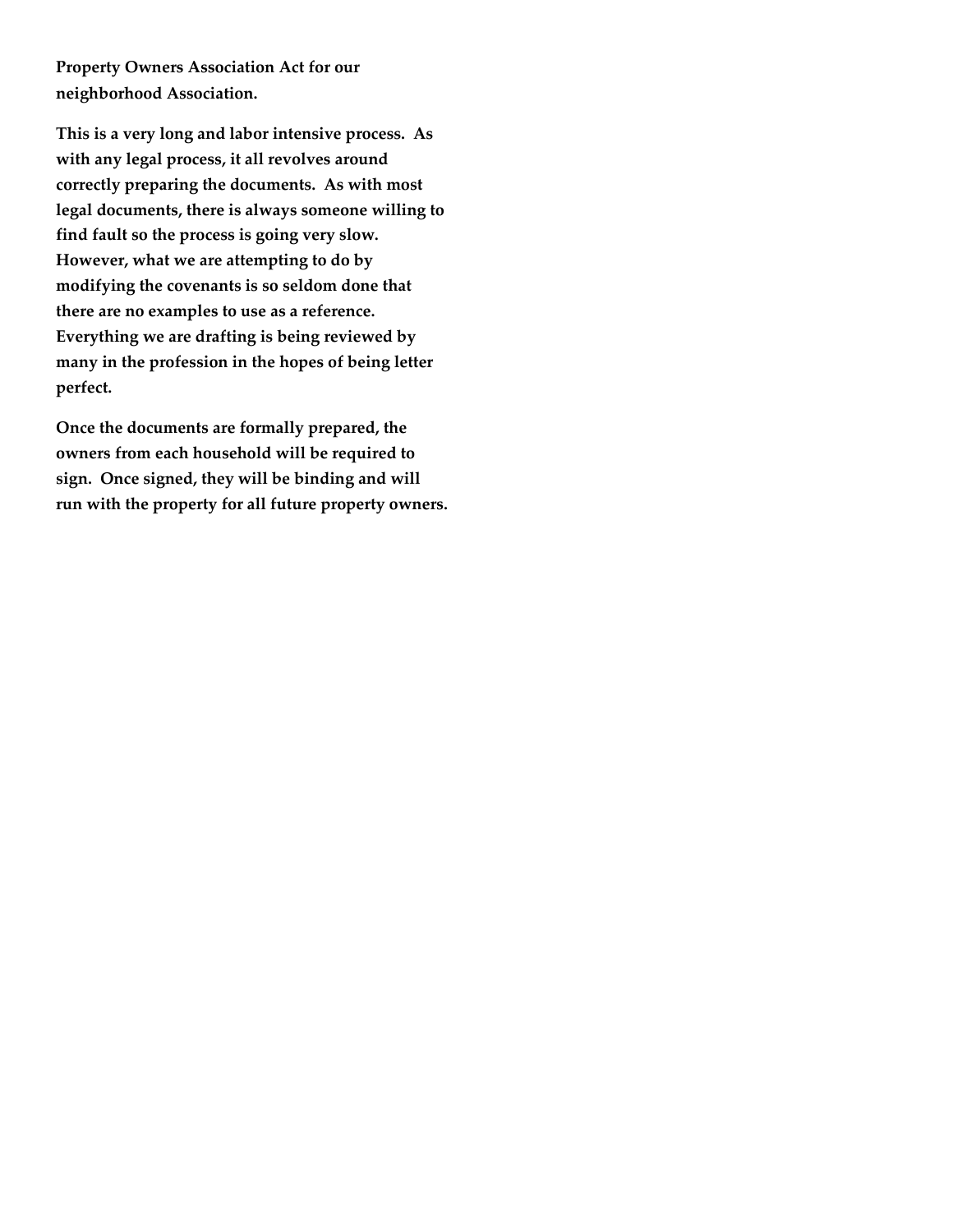**Property Owners Association Act for our neighborhood Association.**

**This is a very long and labor intensive process. As with any legal process, it all revolves around correctly preparing the documents. As with most legal documents, there is always someone willing to find fault so the process is going very slow. However, what we are attempting to do by modifying the covenants is so seldom done that there are no examples to use as a reference. Everything we are drafting is being reviewed by many in the profession in the hopes of being letter perfect.**

**Once the documents are formally prepared, the owners from each household will be required to sign. Once signed, they will be binding and will run with the property for all future property owners.**